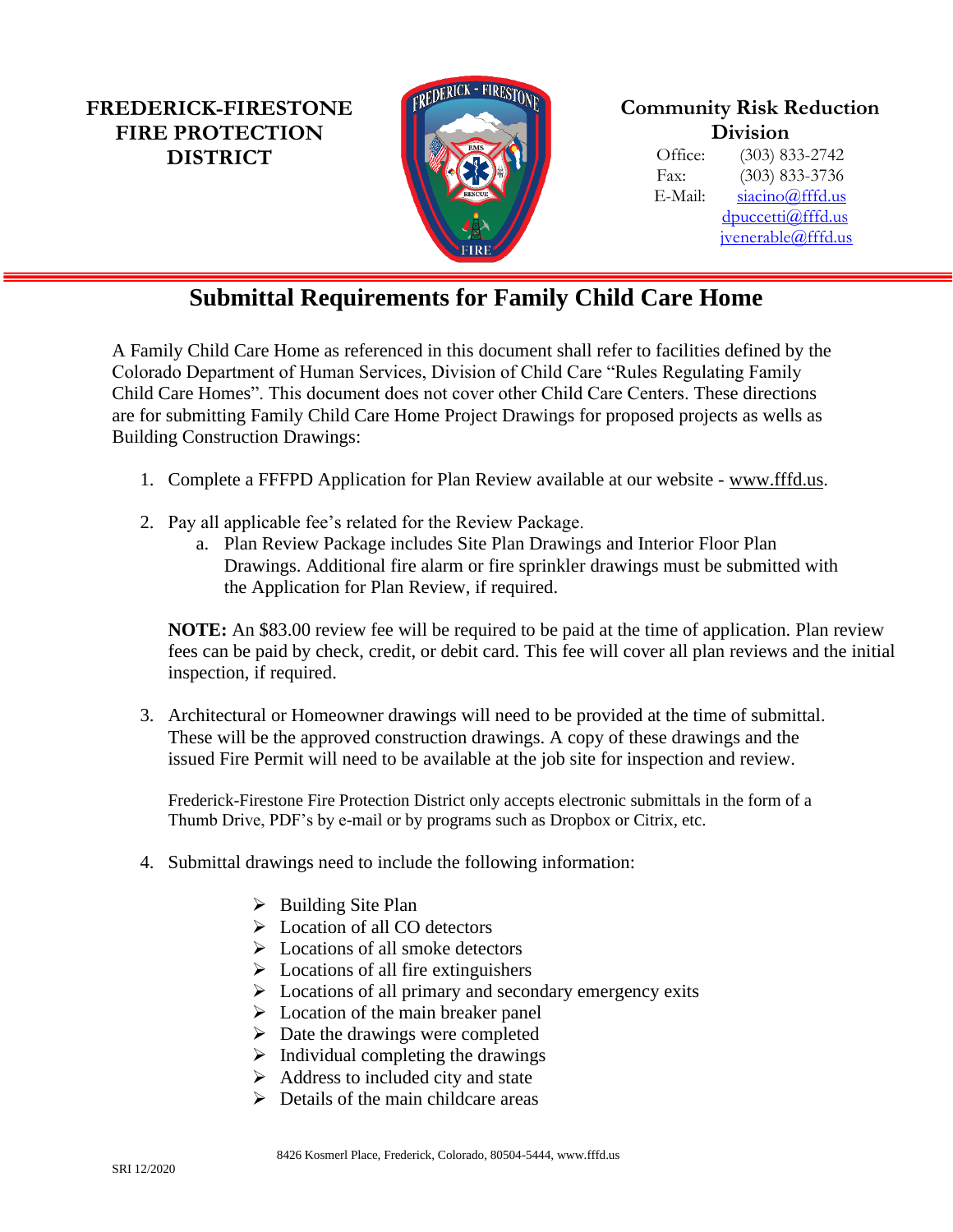**FREDERICK-FIRESTONE FIRE PROTECTION DISTRICT**

**Community Risk Reduction Division**

Office: (303) 833-2742
Fax: (303) 833-3736
E-Mail: siacino@fffd.us
dpuccetti@fffd.us
jvenerable@fffd.us

# Submittal Requirements for Family Child Care Home

A Family Child Care Home as referenced in this document shall refer to facilities defined by the Colorado Department of Human Services, Division of Child Care "Rules Regulating Family Child Care Homes". This document does not cover other Child Care Centers. These directions are for submitting Family Child Care Home Project Drawings for proposed projects as wells as Building Construction Drawings:

1. Complete a FFFPD Application for Plan Review available at our website - www.fffd.us.

2. Pay all applicable fee's related for the Review Package.
   a. Plan Review Package includes Site Plan Drawings and Interior Floor Plan Drawings. Additional fire alarm or fire sprinkler drawings must be submitted with the Application for Plan Review, if required.

   **NOTE:** An $83.00 review fee will be required to be paid at the time of application. Plan review fees can be paid by check, credit, or debit card. This fee will cover all plan reviews and the initial inspection, if required.

3. Architectural or Homeowner drawings will need to be provided at the time of submittal. These will be the approved construction drawings. A copy of these drawings and the issued Fire Permit will need to be available at the job site for inspection and review.

   Frederick-Firestone Fire Protection District only accepts electronic submittals in the form of a Thumb Drive, PDF's by e-mail or by programs such as Dropbox or Citrix, etc.

4. Submittal drawings need to include the following information:

   - Building Site Plan
   - Location of all CO detectors
   - Locations of all smoke detectors
   - Locations of all fire extinguishers
   - Locations of all primary and secondary emergency exits
   - Location of the main breaker panel
   - Date the drawings were completed
   - Individual completing the drawings
   - Address to included city and state
   - Details of the main childcare areas

8426 Kosmerl Place, Frederick, Colorado, 80504-5444, www.fffd.us

SRI 12/2020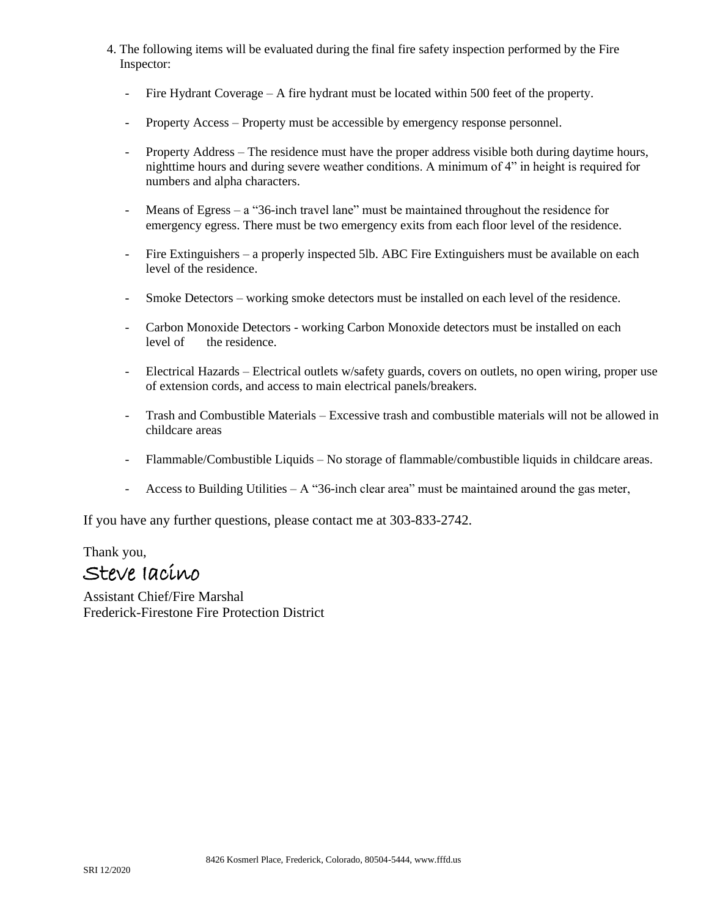4. The following items will be evaluated during the final fire safety inspection performed by the Fire Inspector:

   - Fire Hydrant Coverage – A fire hydrant must be located within 500 feet of the property.
   - Property Access – Property must be accessible by emergency response personnel.
   - Property Address – The residence must have the proper address visible both during daytime hours, nighttime hours and during severe weather conditions. A minimum of 4" in height is required for numbers and alpha characters.
   - Means of Egress – a "36-inch travel lane" must be maintained throughout the residence for emergency egress. There must be two emergency exits from each floor level of the residence.
   - Fire Extinguishers – a properly inspected 5lb. ABC Fire Extinguishers must be available on each level of the residence.
   - Smoke Detectors – working smoke detectors must be installed on each level of the residence.
   - Carbon Monoxide Detectors - working Carbon Monoxide detectors must be installed on each level of the residence.
   - Electrical Hazards – Electrical outlets w/safety guards, covers on outlets, no open wiring, proper use of extension cords, and access to main electrical panels/breakers.
   - Trash and Combustible Materials – Excessive trash and combustible materials will not be allowed in childcare areas
   - Flammable/Combustible Liquids – No storage of flammable/combustible liquids in childcare areas.
   - Access to Building Utilities – A "36-inch clear area" must be maintained around the gas meter,

If you have any further questions, please contact me at 303-833-2742.

Thank you,

Steve Iacino

Assistant Chief/Fire Marshal
Frederick-Firestone Fire Protection District

8426 Kosmerl Place, Frederick, Colorado, 80504-5444, www.fffd.us

SRI 12/2020